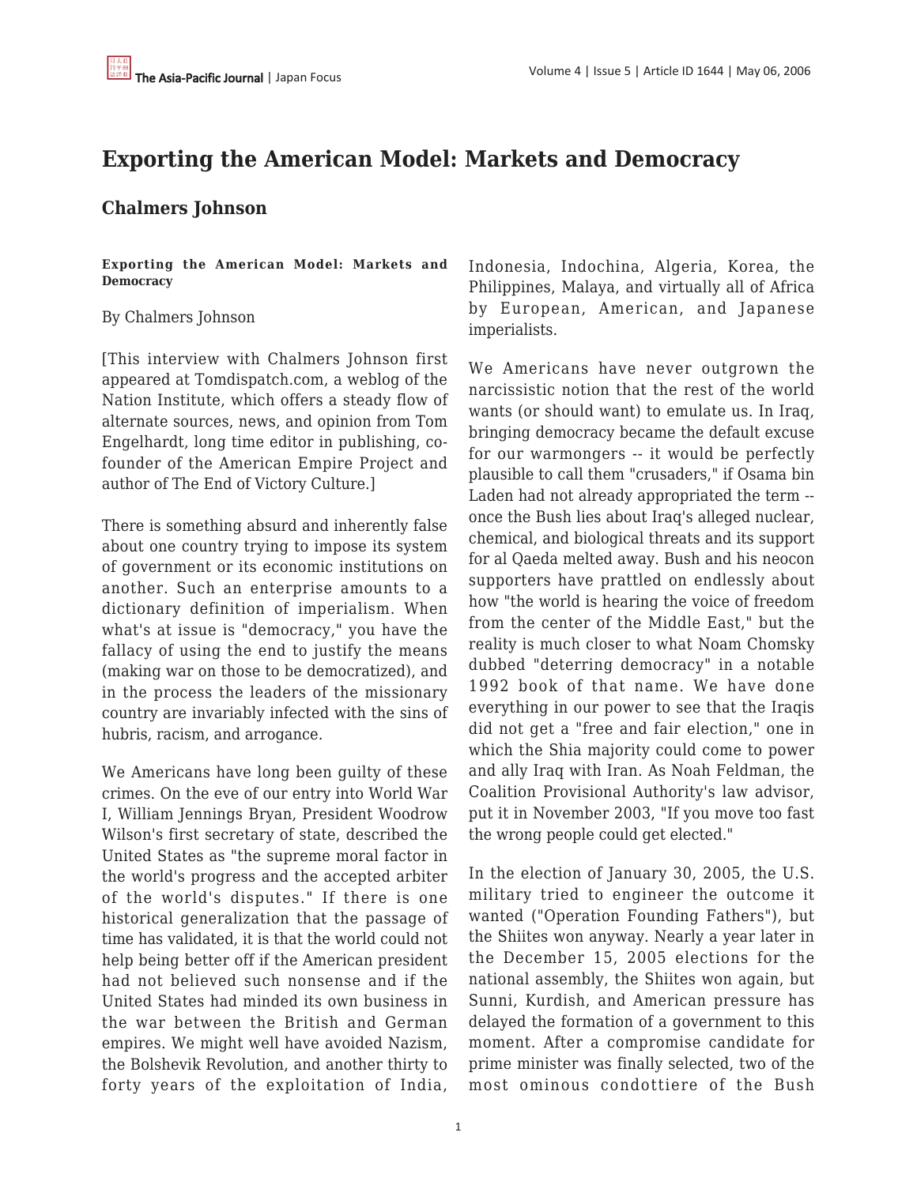# Exporting the American Model: Markets and Democracy

## Chalmers Johnson

**Exporting the American Model: Markets and Democracy**

By Chalmers Johnson

[This interview with Chalmers Johnson first appeared at Tomdispatch.com, a weblog of the Nation Institute, which offers a steady flow of alternate sources, news, and opinion from Tom Engelhardt, long time editor in publishing, co-founder of the American Empire Project and author of The End of Victory Culture.]

There is something absurd and inherently false about one country trying to impose its system of government or its economic institutions on another. Such an enterprise amounts to a dictionary definition of imperialism. When what's at issue is "democracy," you have the fallacy of using the end to justify the means (making war on those to be democratized), and in the process the leaders of the missionary country are invariably infected with the sins of hubris, racism, and arrogance.

We Americans have long been guilty of these crimes. On the eve of our entry into World War I, William Jennings Bryan, President Woodrow Wilson's first secretary of state, described the United States as "the supreme moral factor in the world's progress and the accepted arbiter of the world's disputes." If there is one historical generalization that the passage of time has validated, it is that the world could not help being better off if the American president had not believed such nonsense and if the United States had minded its own business in the war between the British and German empires. We might well have avoided Nazism, the Bolshevik Revolution, and another thirty to forty years of the exploitation of India, Indonesia, Indochina, Algeria, Korea, the Philippines, Malaya, and virtually all of Africa by European, American, and Japanese imperialists.

We Americans have never outgrown the narcissistic notion that the rest of the world wants (or should want) to emulate us. In Iraq, bringing democracy became the default excuse for our warmongers -- it would be perfectly plausible to call them "crusaders," if Osama bin Laden had not already appropriated the term -- once the Bush lies about Iraq's alleged nuclear, chemical, and biological threats and its support for al Qaeda melted away. Bush and his neocon supporters have prattled on endlessly about how "the world is hearing the voice of freedom from the center of the Middle East," but the reality is much closer to what Noam Chomsky dubbed "deterring democracy" in a notable 1992 book of that name. We have done everything in our power to see that the Iraqis did not get a "free and fair election," one in which the Shia majority could come to power and ally Iraq with Iran. As Noah Feldman, the Coalition Provisional Authority's law advisor, put it in November 2003, "If you move too fast the wrong people could get elected."

In the election of January 30, 2005, the U.S. military tried to engineer the outcome it wanted ("Operation Founding Fathers"), but the Shiites won anyway. Nearly a year later in the December 15, 2005 elections for the national assembly, the Shiites won again, but Sunni, Kurdish, and American pressure has delayed the formation of a government to this moment. After a compromise candidate for prime minister was finally selected, two of the most ominous condottiere of the Bush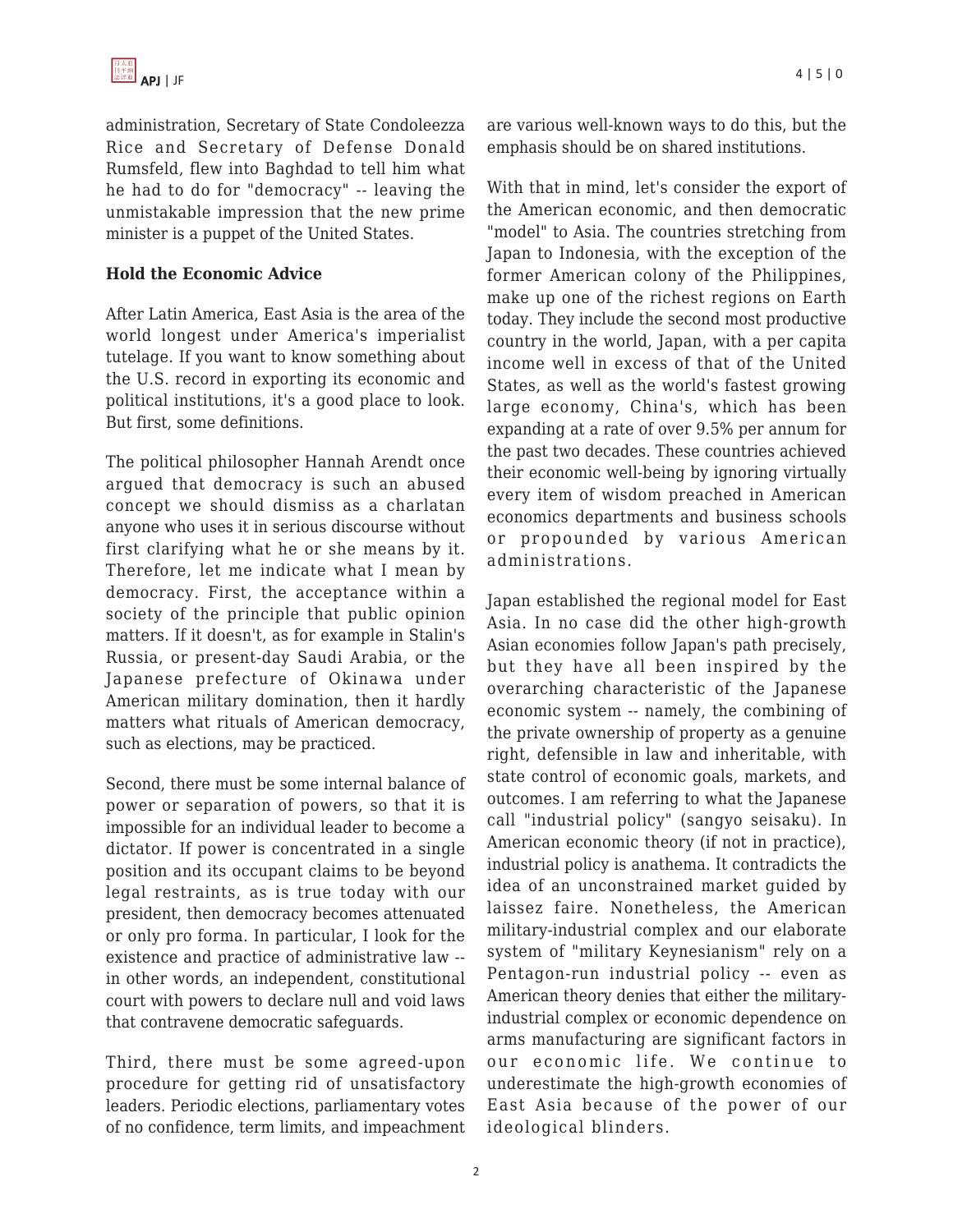administration, Secretary of State Condoleezza Rice and Secretary of Defense Donald Rumsfeld, flew into Baghdad to tell him what he had to do for "democracy" -- leaving the unmistakable impression that the new prime minister is a puppet of the United States.

**Hold the Economic Advice**

After Latin America, East Asia is the area of the world longest under America's imperialist tutelage. If you want to know something about the U.S. record in exporting its economic and political institutions, it's a good place to look. But first, some definitions.

The political philosopher Hannah Arendt once argued that democracy is such an abused concept we should dismiss as a charlatan anyone who uses it in serious discourse without first clarifying what he or she means by it. Therefore, let me indicate what I mean by democracy. First, the acceptance within a society of the principle that public opinion matters. If it doesn't, as for example in Stalin's Russia, or present-day Saudi Arabia, or the Japanese prefecture of Okinawa under American military domination, then it hardly matters what rituals of American democracy, such as elections, may be practiced.

Second, there must be some internal balance of power or separation of powers, so that it is impossible for an individual leader to become a dictator. If power is concentrated in a single position and its occupant claims to be beyond legal restraints, as is true today with our president, then democracy becomes attenuated or only pro forma. In particular, I look for the existence and practice of administrative law -- in other words, an independent, constitutional court with powers to declare null and void laws that contravene democratic safeguards.

Third, there must be some agreed-upon procedure for getting rid of unsatisfactory leaders. Periodic elections, parliamentary votes of no confidence, term limits, and impeachment are various well-known ways to do this, but the emphasis should be on shared institutions.

With that in mind, let's consider the export of the American economic, and then democratic "model" to Asia. The countries stretching from Japan to Indonesia, with the exception of the former American colony of the Philippines, make up one of the richest regions on Earth today. They include the second most productive country in the world, Japan, with a per capita income well in excess of that of the United States, as well as the world's fastest growing large economy, China's, which has been expanding at a rate of over 9.5% per annum for the past two decades. These countries achieved their economic well-being by ignoring virtually every item of wisdom preached in American economics departments and business schools or propounded by various American administrations.

Japan established the regional model for East Asia. In no case did the other high-growth Asian economies follow Japan's path precisely, but they have all been inspired by the overarching characteristic of the Japanese economic system -- namely, the combining of the private ownership of property as a genuine right, defensible in law and inheritable, with state control of economic goals, markets, and outcomes. I am referring to what the Japanese call "industrial policy" (sangyo seisaku). In American economic theory (if not in practice), industrial policy is anathema. It contradicts the idea of an unconstrained market guided by laissez faire. Nonetheless, the American military-industrial complex and our elaborate system of "military Keynesianism" rely on a Pentagon-run industrial policy -- even as American theory denies that either the military-industrial complex or economic dependence on arms manufacturing are significant factors in our economic life. We continue to underestimate the high-growth economies of East Asia because of the power of our ideological blinders.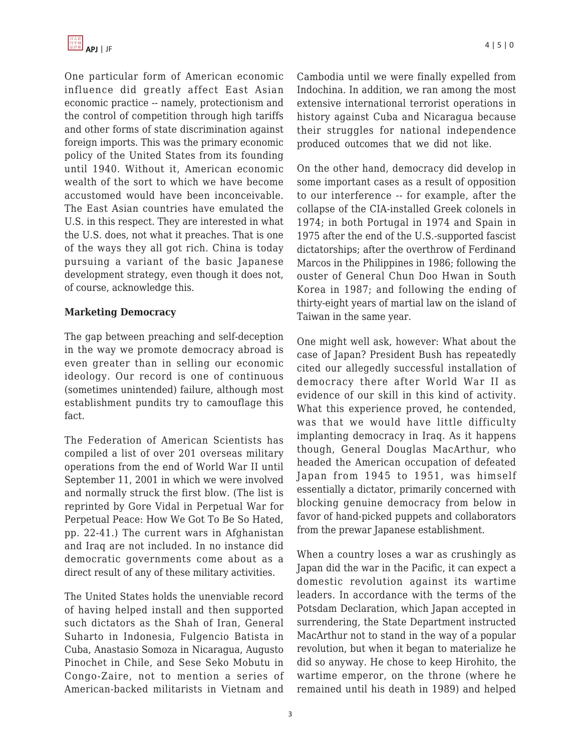One particular form of American economic influence did greatly affect East Asian economic practice -- namely, protectionism and the control of competition through high tariffs and other forms of state discrimination against foreign imports. This was the primary economic policy of the United States from its founding until 1940. Without it, American economic wealth of the sort to which we have become accustomed would have been inconceivable. The East Asian countries have emulated the U.S. in this respect. They are interested in what the U.S. does, not what it preaches. That is one of the ways they all got rich. China is today pursuing a variant of the basic Japanese development strategy, even though it does not, of course, acknowledge this.

**Marketing Democracy**

The gap between preaching and self-deception in the way we promote democracy abroad is even greater than in selling our economic ideology. Our record is one of continuous (sometimes unintended) failure, although most establishment pundits try to camouflage this fact.

The Federation of American Scientists has compiled a list of over 201 overseas military operations from the end of World War II until September 11, 2001 in which we were involved and normally struck the first blow. (The list is reprinted by Gore Vidal in Perpetual War for Perpetual Peace: How We Got To Be So Hated, pp. 22-41.) The current wars in Afghanistan and Iraq are not included. In no instance did democratic governments come about as a direct result of any of these military activities.

The United States holds the unenviable record of having helped install and then supported such dictators as the Shah of Iran, General Suharto in Indonesia, Fulgencio Batista in Cuba, Anastasio Somoza in Nicaragua, Augusto Pinochet in Chile, and Sese Seko Mobutu in Congo-Zaire, not to mention a series of American-backed militarists in Vietnam and Cambodia until we were finally expelled from Indochina. In addition, we ran among the most extensive international terrorist operations in history against Cuba and Nicaragua because their struggles for national independence produced outcomes that we did not like.

On the other hand, democracy did develop in some important cases as a result of opposition to our interference -- for example, after the collapse of the CIA-installed Greek colonels in 1974; in both Portugal in 1974 and Spain in 1975 after the end of the U.S.-supported fascist dictatorships; after the overthrow of Ferdinand Marcos in the Philippines in 1986; following the ouster of General Chun Doo Hwan in South Korea in 1987; and following the ending of thirty-eight years of martial law on the island of Taiwan in the same year.

One might well ask, however: What about the case of Japan? President Bush has repeatedly cited our allegedly successful installation of democracy there after World War II as evidence of our skill in this kind of activity. What this experience proved, he contended, was that we would have little difficulty implanting democracy in Iraq. As it happens though, General Douglas MacArthur, who headed the American occupation of defeated Japan from 1945 to 1951, was himself essentially a dictator, primarily concerned with blocking genuine democracy from below in favor of hand-picked puppets and collaborators from the prewar Japanese establishment.

When a country loses a war as crushingly as Japan did the war in the Pacific, it can expect a domestic revolution against its wartime leaders. In accordance with the terms of the Potsdam Declaration, which Japan accepted in surrendering, the State Department instructed MacArthur not to stand in the way of a popular revolution, but when it began to materialize he did so anyway. He chose to keep Hirohito, the wartime emperor, on the throne (where he remained until his death in 1989) and helped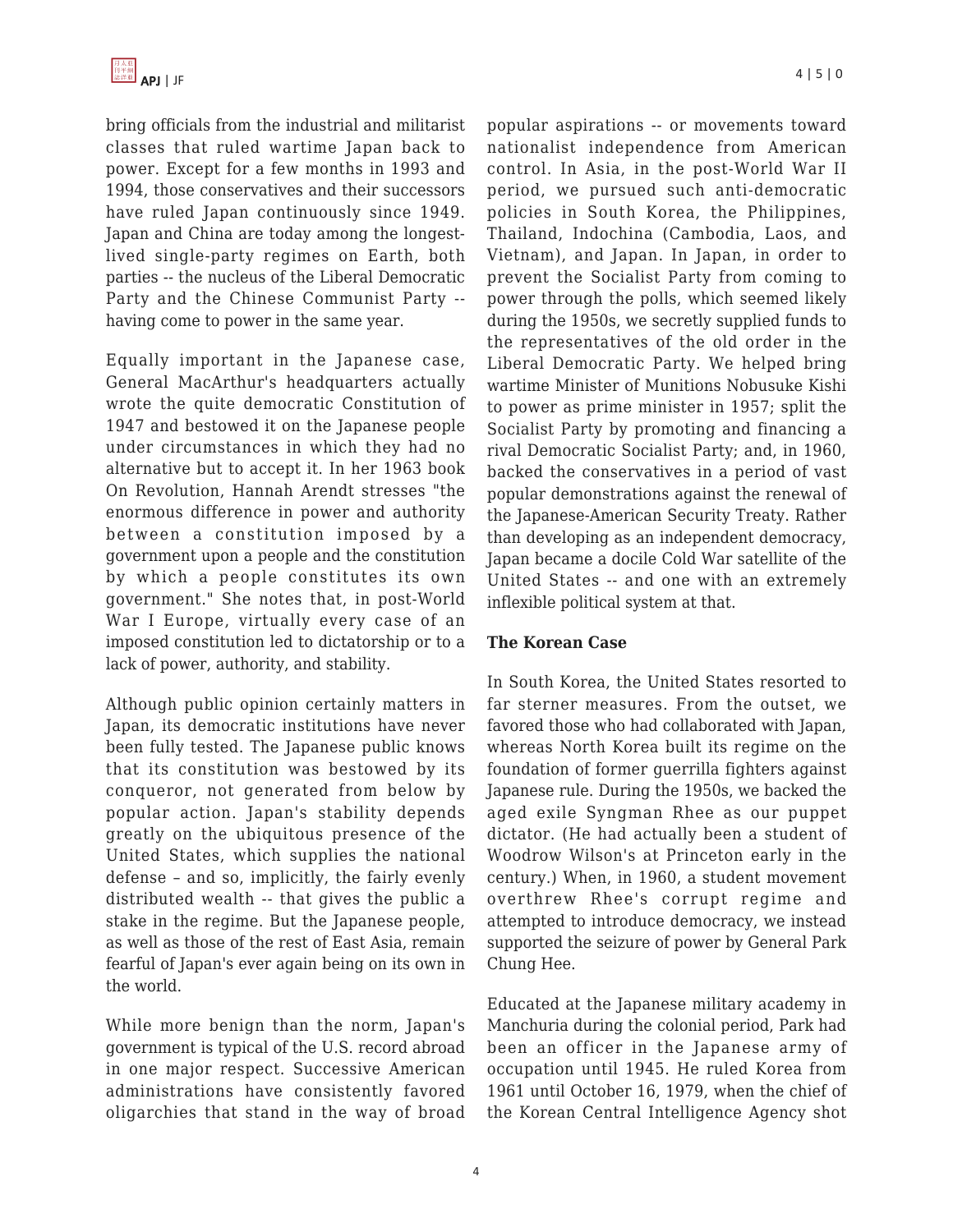bring officials from the industrial and militarist classes that ruled wartime Japan back to power. Except for a few months in 1993 and 1994, those conservatives and their successors have ruled Japan continuously since 1949. Japan and China are today among the longest-lived single-party regimes on Earth, both parties -- the nucleus of the Liberal Democratic Party and the Chinese Communist Party -- having come to power in the same year.

Equally important in the Japanese case, General MacArthur's headquarters actually wrote the quite democratic Constitution of 1947 and bestowed it on the Japanese people under circumstances in which they had no alternative but to accept it. In her 1963 book On Revolution, Hannah Arendt stresses "the enormous difference in power and authority between a constitution imposed by a government upon a people and the constitution by which a people constitutes its own government." She notes that, in post-World War I Europe, virtually every case of an imposed constitution led to dictatorship or to a lack of power, authority, and stability.

Although public opinion certainly matters in Japan, its democratic institutions have never been fully tested. The Japanese public knows that its constitution was bestowed by its conqueror, not generated from below by popular action. Japan's stability depends greatly on the ubiquitous presence of the United States, which supplies the national defense – and so, implicitly, the fairly evenly distributed wealth -- that gives the public a stake in the regime. But the Japanese people, as well as those of the rest of East Asia, remain fearful of Japan's ever again being on its own in the world.

While more benign than the norm, Japan's government is typical of the U.S. record abroad in one major respect. Successive American administrations have consistently favored oligarchies that stand in the way of broad popular aspirations -- or movements toward nationalist independence from American control. In Asia, in the post-World War II period, we pursued such anti-democratic policies in South Korea, the Philippines, Thailand, Indochina (Cambodia, Laos, and Vietnam), and Japan. In Japan, in order to prevent the Socialist Party from coming to power through the polls, which seemed likely during the 1950s, we secretly supplied funds to the representatives of the old order in the Liberal Democratic Party. We helped bring wartime Minister of Munitions Nobusuke Kishi to power as prime minister in 1957; split the Socialist Party by promoting and financing a rival Democratic Socialist Party; and, in 1960, backed the conservatives in a period of vast popular demonstrations against the renewal of the Japanese-American Security Treaty. Rather than developing as an independent democracy, Japan became a docile Cold War satellite of the United States -- and one with an extremely inflexible political system at that.

**The Korean Case**

In South Korea, the United States resorted to far sterner measures. From the outset, we favored those who had collaborated with Japan, whereas North Korea built its regime on the foundation of former guerrilla fighters against Japanese rule. During the 1950s, we backed the aged exile Syngman Rhee as our puppet dictator. (He had actually been a student of Woodrow Wilson's at Princeton early in the century.) When, in 1960, a student movement overthrew Rhee's corrupt regime and attempted to introduce democracy, we instead supported the seizure of power by General Park Chung Hee.

Educated at the Japanese military academy in Manchuria during the colonial period, Park had been an officer in the Japanese army of occupation until 1945. He ruled Korea from 1961 until October 16, 1979, when the chief of the Korean Central Intelligence Agency shot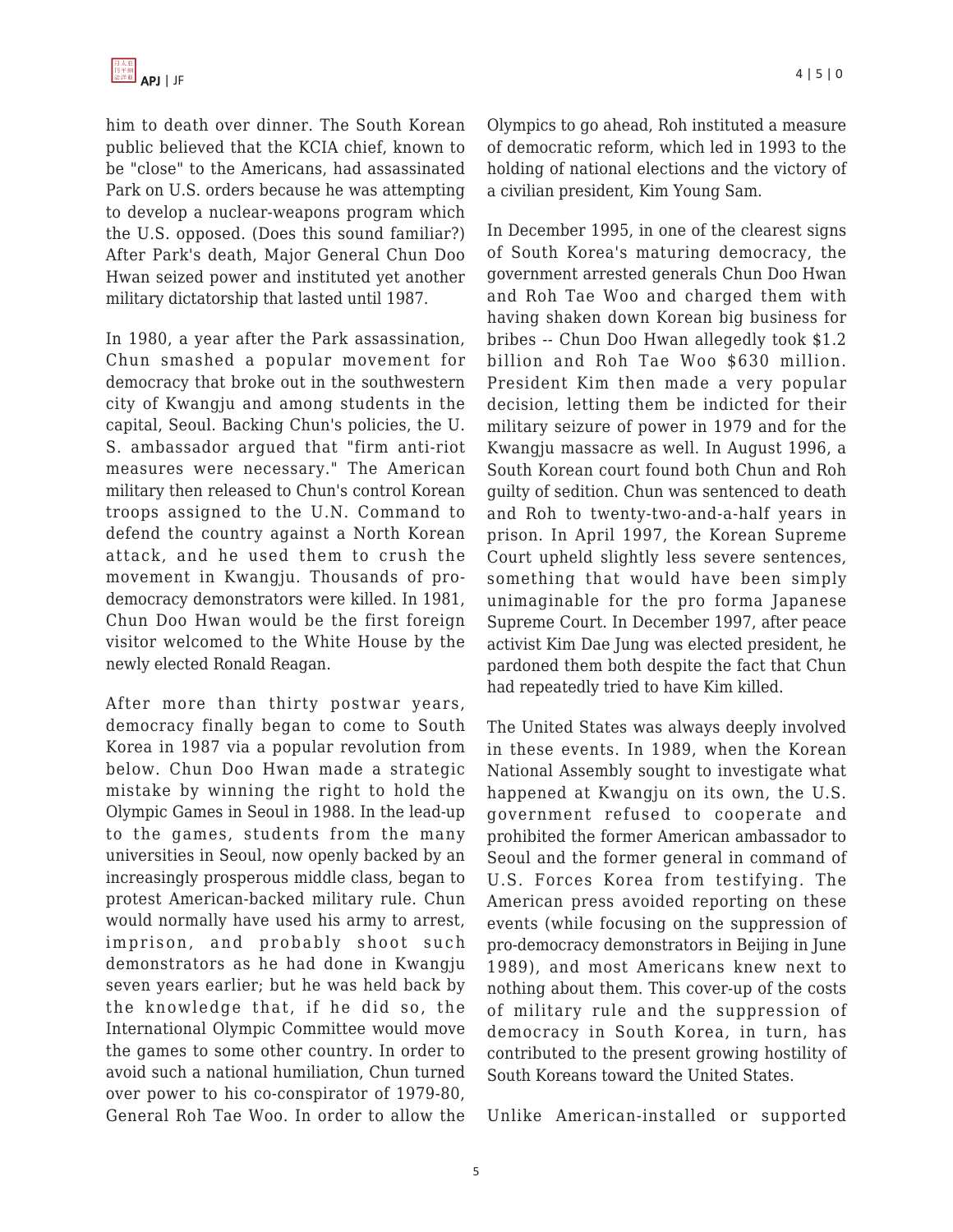him to death over dinner. The South Korean public believed that the KCIA chief, known to be "close" to the Americans, had assassinated Park on U.S. orders because he was attempting to develop a nuclear-weapons program which the U.S. opposed. (Does this sound familiar?) After Park's death, Major General Chun Doo Hwan seized power and instituted yet another military dictatorship that lasted until 1987.

In 1980, a year after the Park assassination, Chun smashed a popular movement for democracy that broke out in the southwestern city of Kwangju and among students in the capital, Seoul. Backing Chun's policies, the U. S. ambassador argued that "firm anti-riot measures were necessary." The American military then released to Chun's control Korean troops assigned to the U.N. Command to defend the country against a North Korean attack, and he used them to crush the movement in Kwangju. Thousands of pro-democracy demonstrators were killed. In 1981, Chun Doo Hwan would be the first foreign visitor welcomed to the White House by the newly elected Ronald Reagan.

After more than thirty postwar years, democracy finally began to come to South Korea in 1987 via a popular revolution from below. Chun Doo Hwan made a strategic mistake by winning the right to hold the Olympic Games in Seoul in 1988. In the lead-up to the games, students from the many universities in Seoul, now openly backed by an increasingly prosperous middle class, began to protest American-backed military rule. Chun would normally have used his army to arrest, imprison, and probably shoot such demonstrators as he had done in Kwangju seven years earlier; but he was held back by the knowledge that, if he did so, the International Olympic Committee would move the games to some other country. In order to avoid such a national humiliation, Chun turned over power to his co-conspirator of 1979-80, General Roh Tae Woo. In order to allow the Olympics to go ahead, Roh instituted a measure of democratic reform, which led in 1993 to the holding of national elections and the victory of a civilian president, Kim Young Sam.

In December 1995, in one of the clearest signs of South Korea's maturing democracy, the government arrested generals Chun Doo Hwan and Roh Tae Woo and charged them with having shaken down Korean big business for bribes -- Chun Doo Hwan allegedly took $1.2 billion and Roh Tae Woo $630 million. President Kim then made a very popular decision, letting them be indicted for their military seizure of power in 1979 and for the Kwangju massacre as well. In August 1996, a South Korean court found both Chun and Roh guilty of sedition. Chun was sentenced to death and Roh to twenty-two-and-a-half years in prison. In April 1997, the Korean Supreme Court upheld slightly less severe sentences, something that would have been simply unimaginable for the pro forma Japanese Supreme Court. In December 1997, after peace activist Kim Dae Jung was elected president, he pardoned them both despite the fact that Chun had repeatedly tried to have Kim killed.

The United States was always deeply involved in these events. In 1989, when the Korean National Assembly sought to investigate what happened at Kwangju on its own, the U.S. government refused to cooperate and prohibited the former American ambassador to Seoul and the former general in command of U.S. Forces Korea from testifying. The American press avoided reporting on these events (while focusing on the suppression of pro-democracy demonstrators in Beijing in June 1989), and most Americans knew next to nothing about them. This cover-up of the costs of military rule and the suppression of democracy in South Korea, in turn, has contributed to the present growing hostility of South Koreans toward the United States.

Unlike American-installed or supported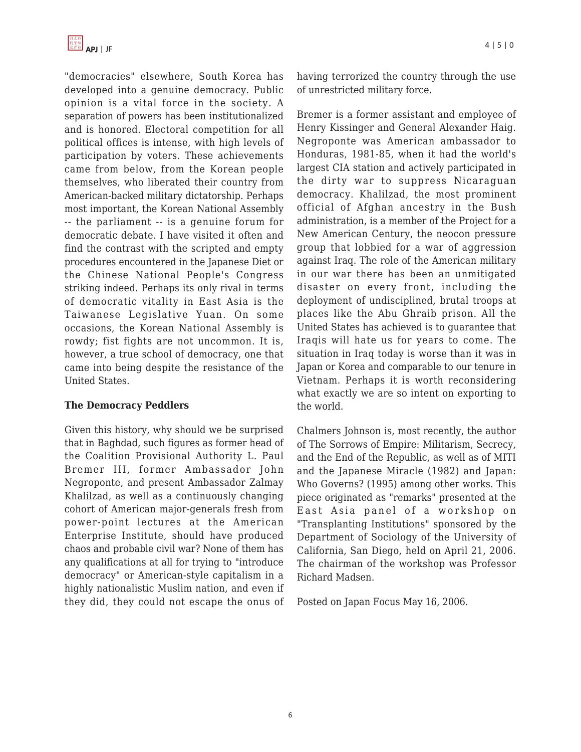"democracies" elsewhere, South Korea has developed into a genuine democracy. Public opinion is a vital force in the society. A separation of powers has been institutionalized and is honored. Electoral competition for all political offices is intense, with high levels of participation by voters. These achievements came from below, from the Korean people themselves, who liberated their country from American-backed military dictatorship. Perhaps most important, the Korean National Assembly -- the parliament -- is a genuine forum for democratic debate. I have visited it often and find the contrast with the scripted and empty procedures encountered in the Japanese Diet or the Chinese National People's Congress striking indeed. Perhaps its only rival in terms of democratic vitality in East Asia is the Taiwanese Legislative Yuan. On some occasions, the Korean National Assembly is rowdy; fist fights are not uncommon. It is, however, a true school of democracy, one that came into being despite the resistance of the United States.

**The Democracy Peddlers**

Given this history, why should we be surprised that in Baghdad, such figures as former head of the Coalition Provisional Authority L. Paul Bremer III, former Ambassador John Negroponte, and present Ambassador Zalmay Khalilzad, as well as a continuously changing cohort of American major-generals fresh from power-point lectures at the American Enterprise Institute, should have produced chaos and probable civil war? None of them has any qualifications at all for trying to "introduce democracy" or American-style capitalism in a highly nationalistic Muslim nation, and even if they did, they could not escape the onus of having terrorized the country through the use of unrestricted military force.

Bremer is a former assistant and employee of Henry Kissinger and General Alexander Haig. Negroponte was American ambassador to Honduras, 1981-85, when it had the world's largest CIA station and actively participated in the dirty war to suppress Nicaraguan democracy. Khalilzad, the most prominent official of Afghan ancestry in the Bush administration, is a member of the Project for a New American Century, the neocon pressure group that lobbied for a war of aggression against Iraq. The role of the American military in our war there has been an unmitigated disaster on every front, including the deployment of undisciplined, brutal troops at places like the Abu Ghraib prison. All the United States has achieved is to guarantee that Iraqis will hate us for years to come. The situation in Iraq today is worse than it was in Japan or Korea and comparable to our tenure in Vietnam. Perhaps it is worth reconsidering what exactly we are so intent on exporting to the world.

Chalmers Johnson is, most recently, the author of The Sorrows of Empire: Militarism, Secrecy, and the End of the Republic, as well as of MITI and the Japanese Miracle (1982) and Japan: Who Governs? (1995) among other works. This piece originated as "remarks" presented at the East Asia panel of a workshop on "Transplanting Institutions" sponsored by the Department of Sociology of the University of California, San Diego, held on April 21, 2006. The chairman of the workshop was Professor Richard Madsen.

Posted on Japan Focus May 16, 2006.